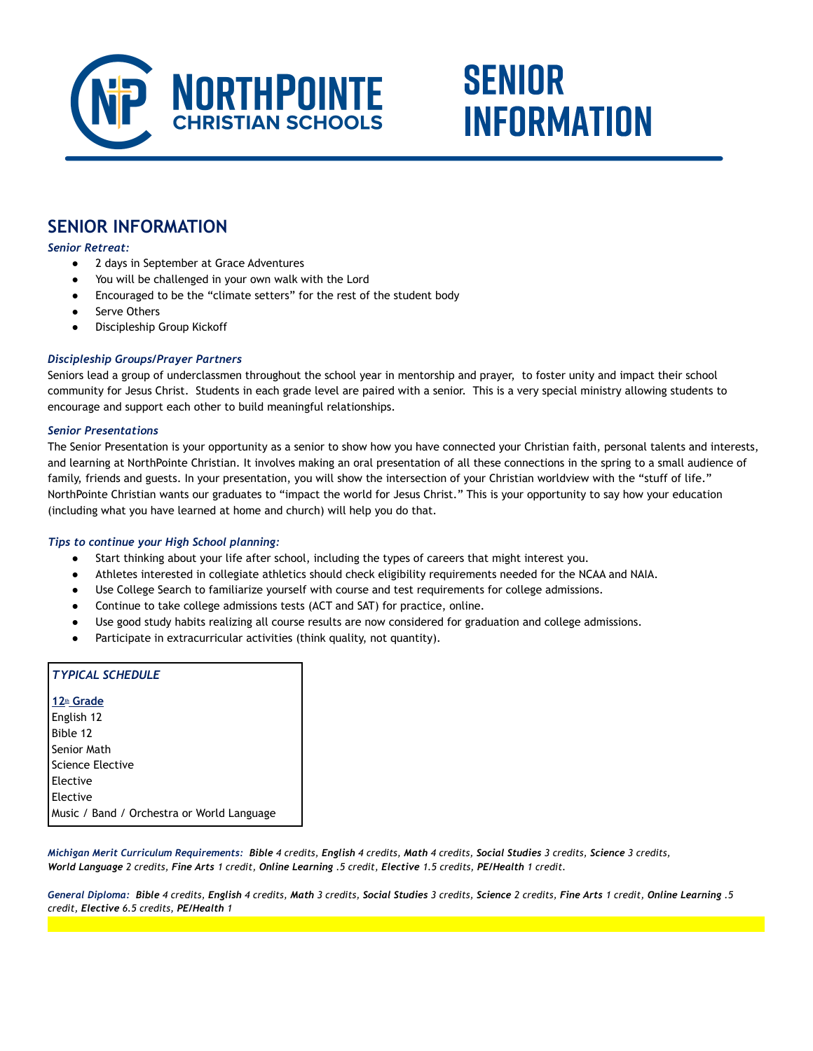# NorthPointe Christian Schools

# SENIOR INFORMATION

## SENIOR INFORMATION

*Senior Retreat:*

- 2 days in September at Grace Adventures
- You will be challenged in your own walk with the Lord
- Encouraged to be the "climate setters" for the rest of the student body
- Serve Others
- Discipleship Group Kickoff

*Discipleship Groups/Prayer Partners*

Seniors lead a group of underclassmen throughout the school year in mentorship and prayer, to foster unity and impact their school community for Jesus Christ. Students in each grade level are paired with a senior. This is a very special ministry allowing students to encourage and support each other to build meaningful relationships.

*Senior Presentations*

The Senior Presentation is your opportunity as a senior to show how you have connected your Christian faith, personal talents and interests, and learning at NorthPointe Christian. It involves making an oral presentation of all these connections in the spring to a small audience of family, friends and guests. In your presentation, you will show the intersection of your Christian worldview with the "stuff of life." NorthPointe Christian wants our graduates to "impact the world for Jesus Christ." This is your opportunity to say how your education (including what you have learned at home and church) will help you do that.

*Tips to continue your High School planning:*

- Start thinking about your life after school, including the types of careers that might interest you.
- Athletes interested in collegiate athletics should check eligibility requirements needed for the NCAA and NAIA.
- Use College Search to familiarize yourself with course and test requirements for college admissions.
- Continue to take college admissions tests (ACT and SAT) for practice, online.
- Use good study habits realizing all course results are now considered for graduation and college admissions.
- Participate in extracurricular activities (think quality, not quantity).

| *TYPICAL SCHEDULE* |
|---|
| **12th Grade** |
| English 12 |
| Bible 12 |
| Senior Math |
| Science Elective |
| Elective |
| Elective |
| Music / Band / Orchestra or World Language |

*Michigan Merit Curriculum Requirements:* ***Bible*** *4 credits,* ***English*** *4 credits,* ***Math*** *4 credits,* ***Social Studies*** *3 credits,* ***Science*** *3 credits,* ***World Language*** *2 credits,* ***Fine Arts*** *1 credit,* ***Online Learning*** *.5 credit,* ***Elective*** *1.5 credits,* ***PE/Health*** *1 credit.*

*General Diploma:* ***Bible*** *4 credits,* ***English*** *4 credits,* ***Math*** *3 credits,* ***Social Studies*** *3 credits,* ***Science*** *2 credits,* ***Fine Arts*** *1 credit,* ***Online Learning*** *.5 credit,* ***Elective*** *6.5 credits,* ***PE/Health*** *1*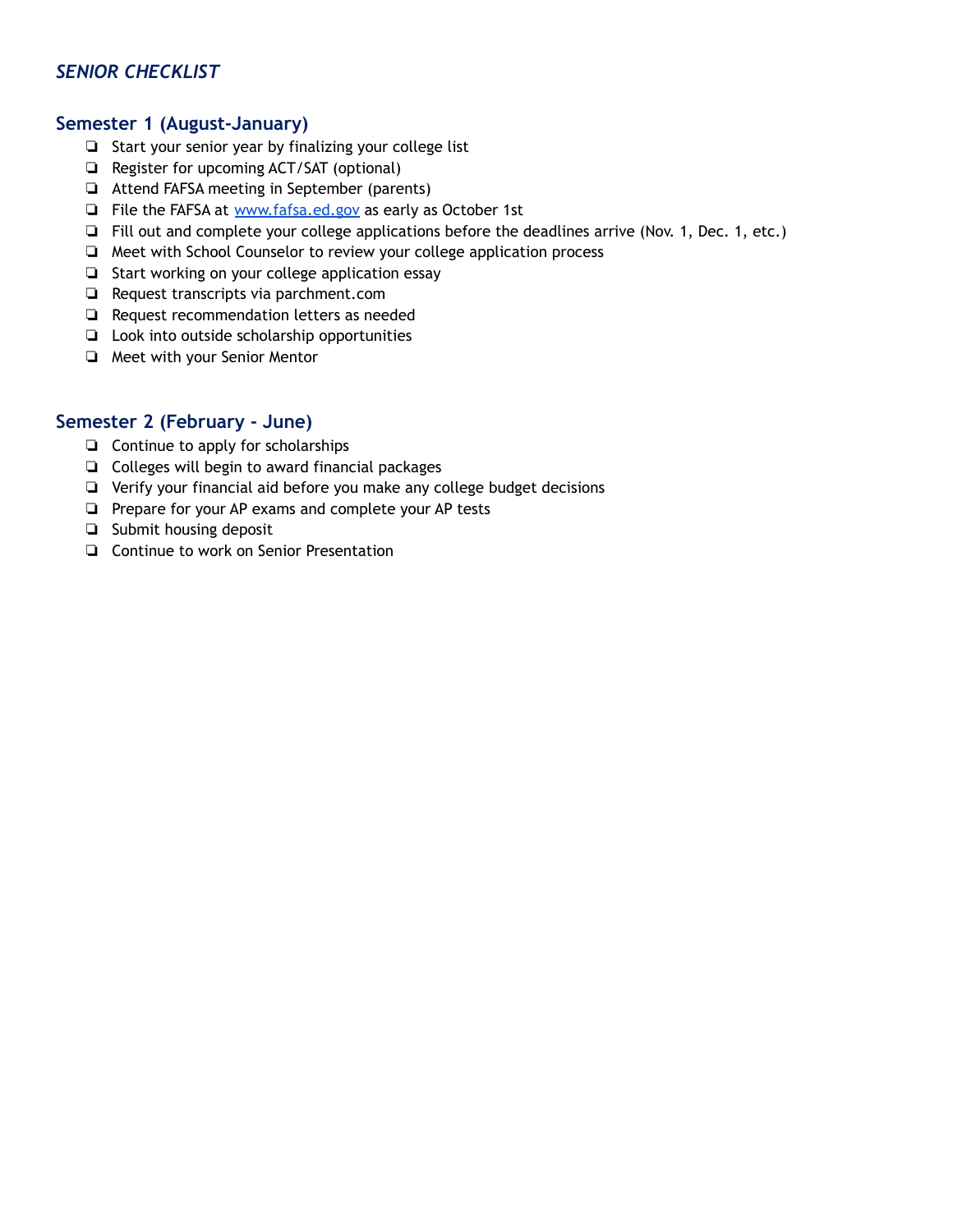*SENIOR CHECKLIST*

## Semester 1 (August-January)

- [ ] Start your senior year by finalizing your college list
- [ ] Register for upcoming ACT/SAT (optional)
- [ ] Attend FAFSA meeting in September (parents)
- [ ] File the FAFSA at [www.fafsa.ed.gov](http://www.fafsa.ed.gov) as early as October 1st
- [ ] Fill out and complete your college applications before the deadlines arrive (Nov. 1, Dec. 1, etc.)
- [ ] Meet with School Counselor to review your college application process
- [ ] Start working on your college application essay
- [ ] Request transcripts via parchment.com
- [ ] Request recommendation letters as needed
- [ ] Look into outside scholarship opportunities
- [ ] Meet with your Senior Mentor

## Semester 2 (February - June)

- [ ] Continue to apply for scholarships
- [ ] Colleges will begin to award financial packages
- [ ] Verify your financial aid before you make any college budget decisions
- [ ] Prepare for your AP exams and complete your AP tests
- [ ] Submit housing deposit
- [ ] Continue to work on Senior Presentation